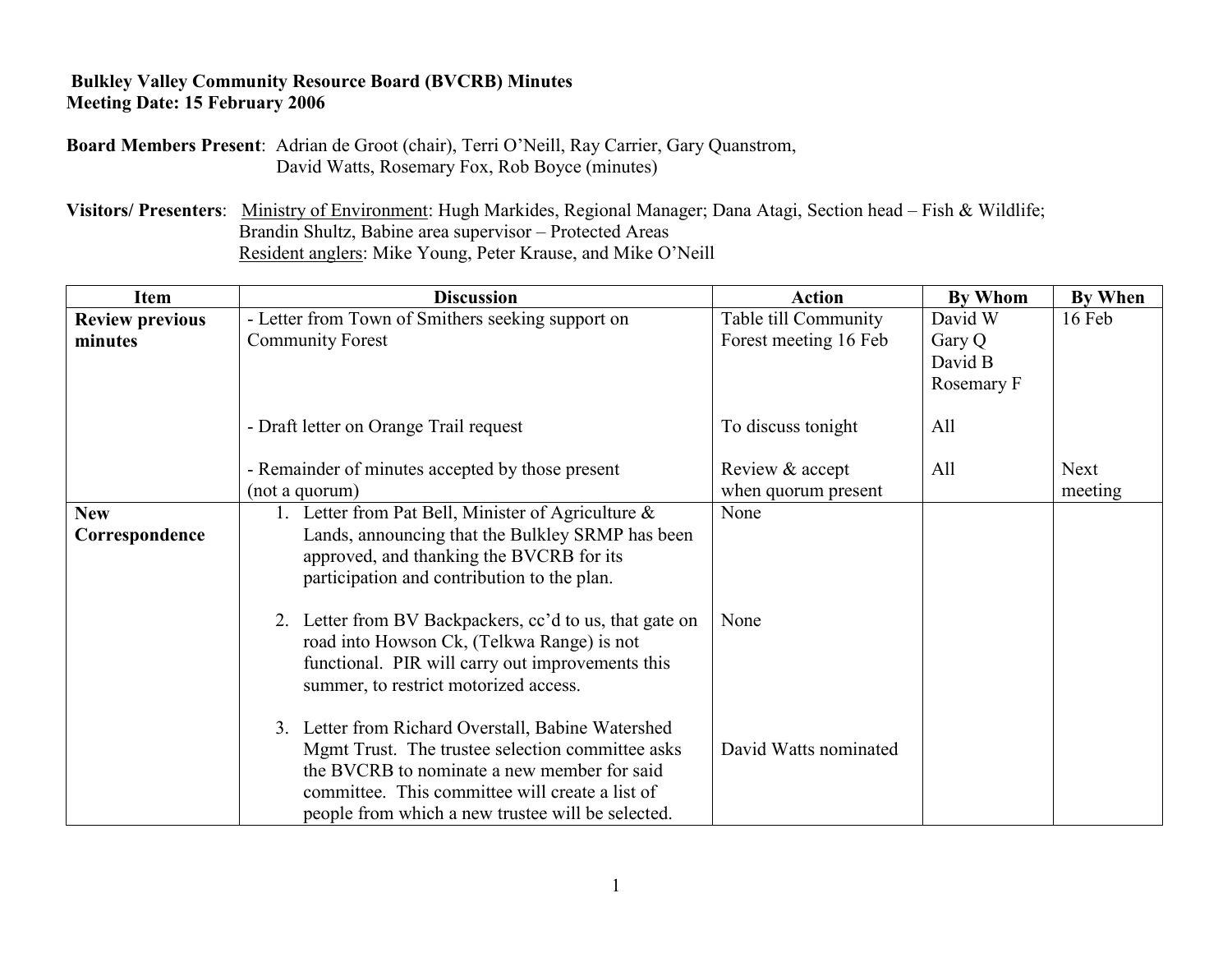**Bulkley Valley Community Resource Board (BVCRB) Minutes**
**Meeting Date: 15 February 2006**

**Board Members Present**: Adrian de Groot (chair), Terri O'Neill, Ray Carrier, Gary Quanstrom, David Watts, Rosemary Fox, Rob Boyce (minutes)

**Visitors/ Presenters**: Ministry of Environment: Hugh Markides, Regional Manager; Dana Atagi, Section head – Fish & Wildlife; Brandin Shultz, Babine area supervisor – Protected Areas
Resident anglers: Mike Young, Peter Krause, and Mike O'Neill

| Item | Discussion | Action | By Whom | By When |
|---|---|---|---|---|
| **Review previous minutes** | - Letter from Town of Smithers seeking support on Community Forest | Table till Community Forest meeting 16 Feb | David W<br>Gary Q<br>David B<br>Rosemary F | 16 Feb |
| | - Draft letter on Orange Trail request | To discuss tonight | All | |
| | - Remainder of minutes accepted by those present (not a quorum) | Review & accept when quorum present | All | Next meeting |
| **New Correspondence** | 1. Letter from Pat Bell, Minister of Agriculture & Lands, announcing that the Bulkley SRMP has been approved, and thanking the BVCRB for its participation and contribution to the plan. | None | | |
| | 2. Letter from BV Backpackers, cc'd to us, that gate on road into Howson Ck, (Telkwa Range) is not functional. PIR will carry out improvements this summer, to restrict motorized access. | None | | |
| | 3. Letter from Richard Overstall, Babine Watershed Mgmt Trust. The trustee selection committee asks the BVCRB to nominate a new member for said committee. This committee will create a list of people from which a new trustee will be selected. | David Watts nominated | | |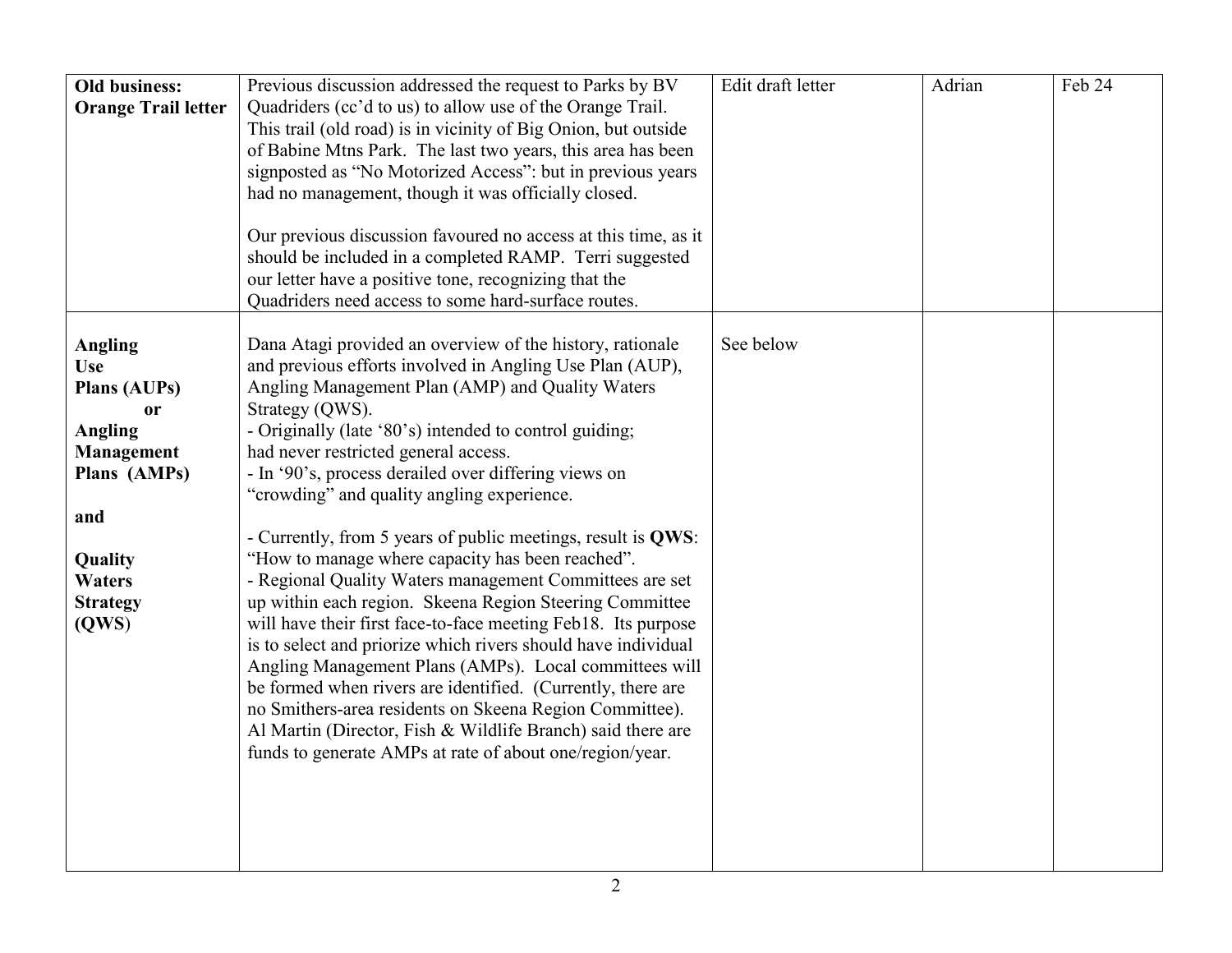| **Old business: Orange Trail letter** | Previous discussion addressed the request to Parks by BV Quadriders (cc'd to us) to allow use of the Orange Trail. This trail (old road) is in vicinity of Big Onion, but outside of Babine Mtns Park. The last two years, this area has been signposted as "No Motorized Access": but in previous years had no management, though it was officially closed.<br><br>Our previous discussion favoured no access at this time, as it should be included in a completed RAMP. Terri suggested our letter have a positive tone, recognizing that the Quadriders need access to some hard-surface routes. | Edit draft letter | Adrian | Feb 24 |
|---|---|---|---|---|
| **Angling Use Plans (AUPs) or Angling Management Plans (AMPs)<br><br>and<br><br>Quality Waters Strategy (QWS)** | Dana Atagi provided an overview of the history, rationale and previous efforts involved in Angling Use Plan (AUP), Angling Management Plan (AMP) and Quality Waters Strategy (QWS).<br>- Originally (late '80's) intended to control guiding; had never restricted general access.<br>- In '90's, process derailed over differing views on "crowding" and quality angling experience.<br><br>- Currently, from 5 years of public meetings, result is **QWS**: "How to manage where capacity has been reached".<br>- Regional Quality Waters management Committees are set up within each region. Skeena Region Steering Committee will have their first face-to-face meeting Feb18. Its purpose is to select and priorize which rivers should have individual Angling Management Plans (AMPs). Local committees will be formed when rivers are identified. (Currently, there are no Smithers-area residents on Skeena Region Committee). Al Martin (Director, Fish & Wildlife Branch) said there are funds to generate AMPs at rate of about one/region/year. | See below | | |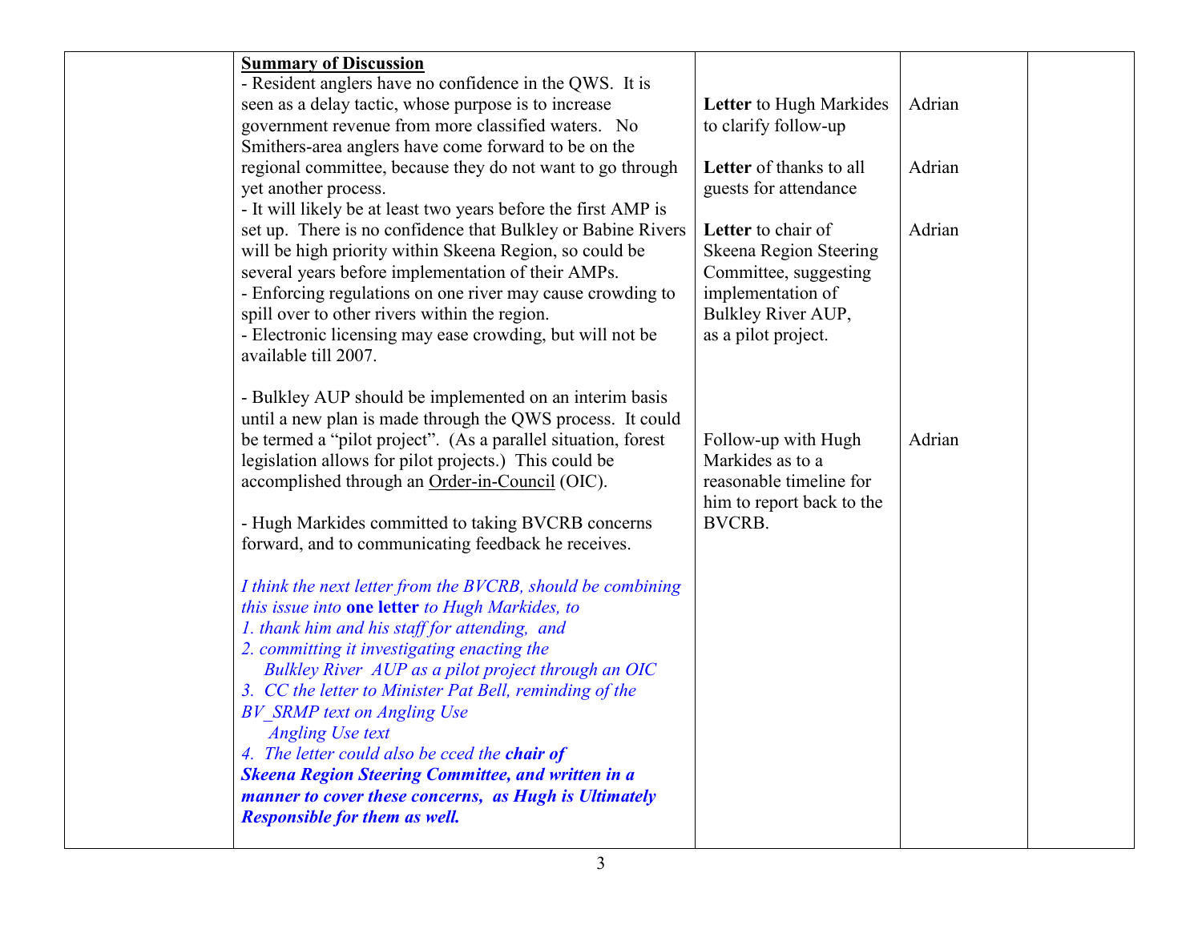| | **Summary of Discussion**<br>- Resident anglers have no confidence in the QWS. It is seen as a delay tactic, whose purpose is to increase government revenue from more classified waters. No Smithers-area anglers have come forward to be on the regional committee, because they do not want to go through yet another process.<br>- It will likely be at least two years before the first AMP is set up. There is no confidence that Bulkley or Babine Rivers will be high priority within Skeena Region, so could be several years before implementation of their AMPs.<br>- Enforcing regulations on one river may cause crowding to spill over to other rivers within the region.<br>- Electronic licensing may ease crowding, but will not be available till 2007.<br><br>- Bulkley AUP should be implemented on an interim basis until a new plan is made through the QWS process. It could be termed a "pilot project". (As a parallel situation, forest legislation allows for pilot projects.) This could be accomplished through an Order-in-Council (OIC).<br><br>- Hugh Markides committed to taking BVCRB concerns forward, and to communicating feedback he receives.<br><br>*I think the next letter from the BVCRB, should be combining this issue into* **one letter** *to Hugh Markides, to*<br>*1. thank him and his staff for attending, and*<br>*2. committing it investigating enacting the Bulkley River AUP as a pilot project through an OIC*<br>*3. CC the letter to Minister Pat Bell, reminding of the BV_SRMP text on Angling Use*<br>*Angling Use text*<br>*4. The letter could also be cced the* ***chair of Skeena Region Steering Committee, and written in a manner to cover these concerns, as Hugh is Ultimately Responsible for them as well.*** | **Letter** to Hugh Markides to clarify follow-up<br><br>**Letter** of thanks to all guests for attendance<br><br>**Letter** to chair of Skeena Region Steering Committee, suggesting implementation of Bulkley River AUP, as a pilot project.<br><br>Follow-up with Hugh Markides as to a reasonable timeline for him to report back to the BVCRB. | Adrian<br><br>Adrian<br><br>Adrian<br><br>Adrian | |
|---|---|---|---|---|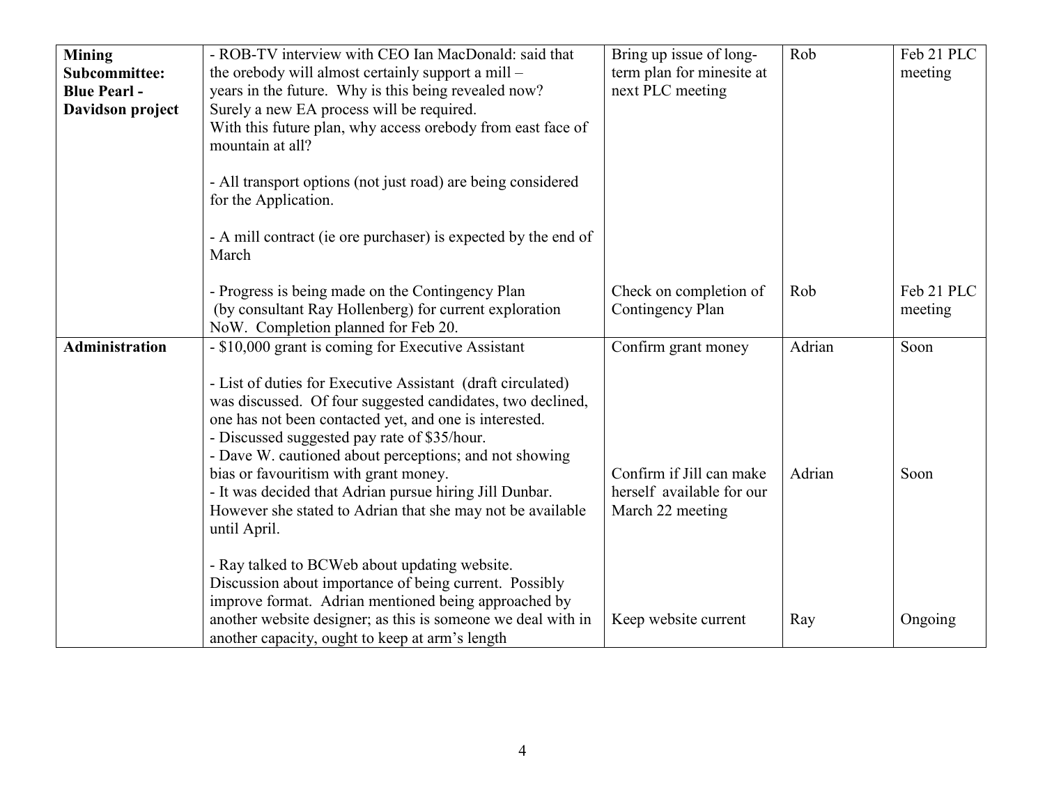| Mining Subcommittee: Blue Pearl - Davidson project | - ROB-TV interview with CEO Ian MacDonald: said that the orebody will almost certainly support a mill – years in the future. Why is this being revealed now? Surely a new EA process will be required. With this future plan, why access orebody from east face of mountain at all?<br><br>- All transport options (not just road) are being considered for the Application.<br><br>- A mill contract (ie ore purchaser) is expected by the end of March | Bring up issue of long-term plan for minesite at next PLC meeting | Rob | Feb 21 PLC meeting |
|---|---|---|---|---|
| | - Progress is being made on the Contingency Plan (by consultant Ray Hollenberg) for current exploration NoW. Completion planned for Feb 20. | Check on completion of Contingency Plan | Rob | Feb 21 PLC meeting |
| **Administration** | - $10,000 grant is coming for Executive Assistant | Confirm grant money | Adrian | Soon |
| | - List of duties for Executive Assistant (draft circulated) was discussed. Of four suggested candidates, two declined, one has not been contacted yet, and one is interested.<br>- Discussed suggested pay rate of $35/hour.<br>- Dave W. cautioned about perceptions; and not showing bias or favouritism with grant money.<br>- It was decided that Adrian pursue hiring Jill Dunbar. However she stated to Adrian that she may not be available until April. | Confirm if Jill can make herself available for our March 22 meeting | Adrian | Soon |
| | - Ray talked to BCWeb about updating website. Discussion about importance of being current. Possibly improve format. Adrian mentioned being approached by another website designer; as this is someone we deal with in another capacity, ought to keep at arm's length | Keep website current | Ray | Ongoing |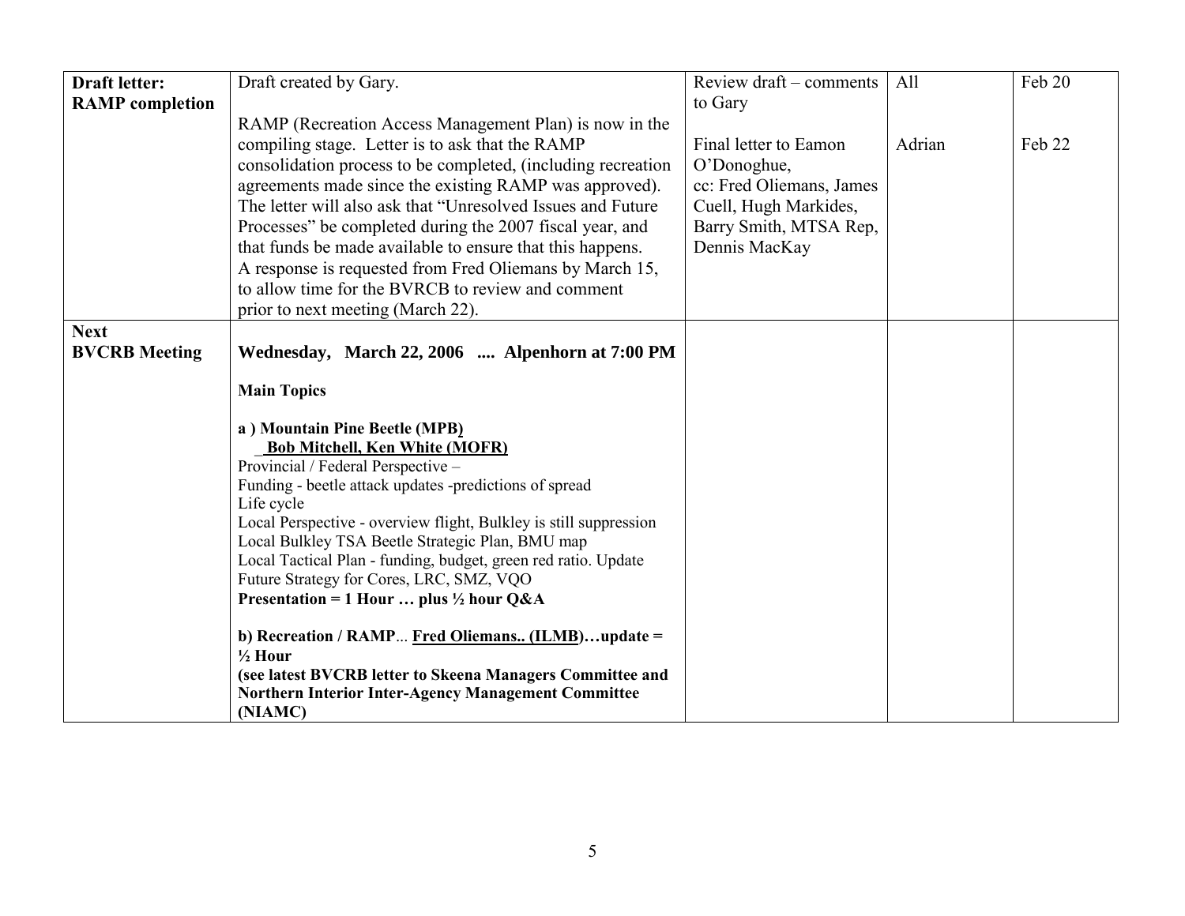| | | | | |
|---|---|---|---|---|
| **Draft letter: RAMP completion** | Draft created by Gary.<br><br>RAMP (Recreation Access Management Plan) is now in the compiling stage. Letter is to ask that the RAMP consolidation process to be completed, (including recreation agreements made since the existing RAMP was approved). The letter will also ask that "Unresolved Issues and Future Processes" be completed during the 2007 fiscal year, and that funds be made available to ensure that this happens. A response is requested from Fred Oliemans by March 15, to allow time for the BVRCB to review and comment prior to next meeting (March 22). | Review draft – comments to Gary<br><br>Final letter to Eamon O'Donoghue, cc: Fred Oliemans, James Cuell, Hugh Markides, Barry Smith, MTSA Rep, Dennis MacKay | All<br><br>Adrian | Feb 20<br><br>Feb 22 |
| **Next BVCRB Meeting** | **Wednesday, March 22, 2006 .... Alpenhorn at 7:00 PM**<br><br>**Main Topics**<br><br>**a ) Mountain Pine Beetle (MPB)**<br>**_Bob Mitchell, Ken White (MOFR)**<br>Provincial / Federal Perspective –<br>Funding - beetle attack updates -predictions of spread<br>Life cycle<br>Local Perspective - overview flight, Bulkley is still suppression<br>Local Bulkley TSA Beetle Strategic Plan, BMU map<br>Local Tactical Plan - funding, budget, green red ratio. Update<br>Future Strategy for Cores, LRC, SMZ, VQO<br>**Presentation = 1 Hour … plus ½ hour Q&A**<br><br>**b) Recreation / RAMP... Fred Oliemans.. (ILMB)…update = ½ Hour**<br>**(see latest BVCRB letter to Skeena Managers Committee and Northern Interior Inter-Agency Management Committee (NIAMC)** | | | |